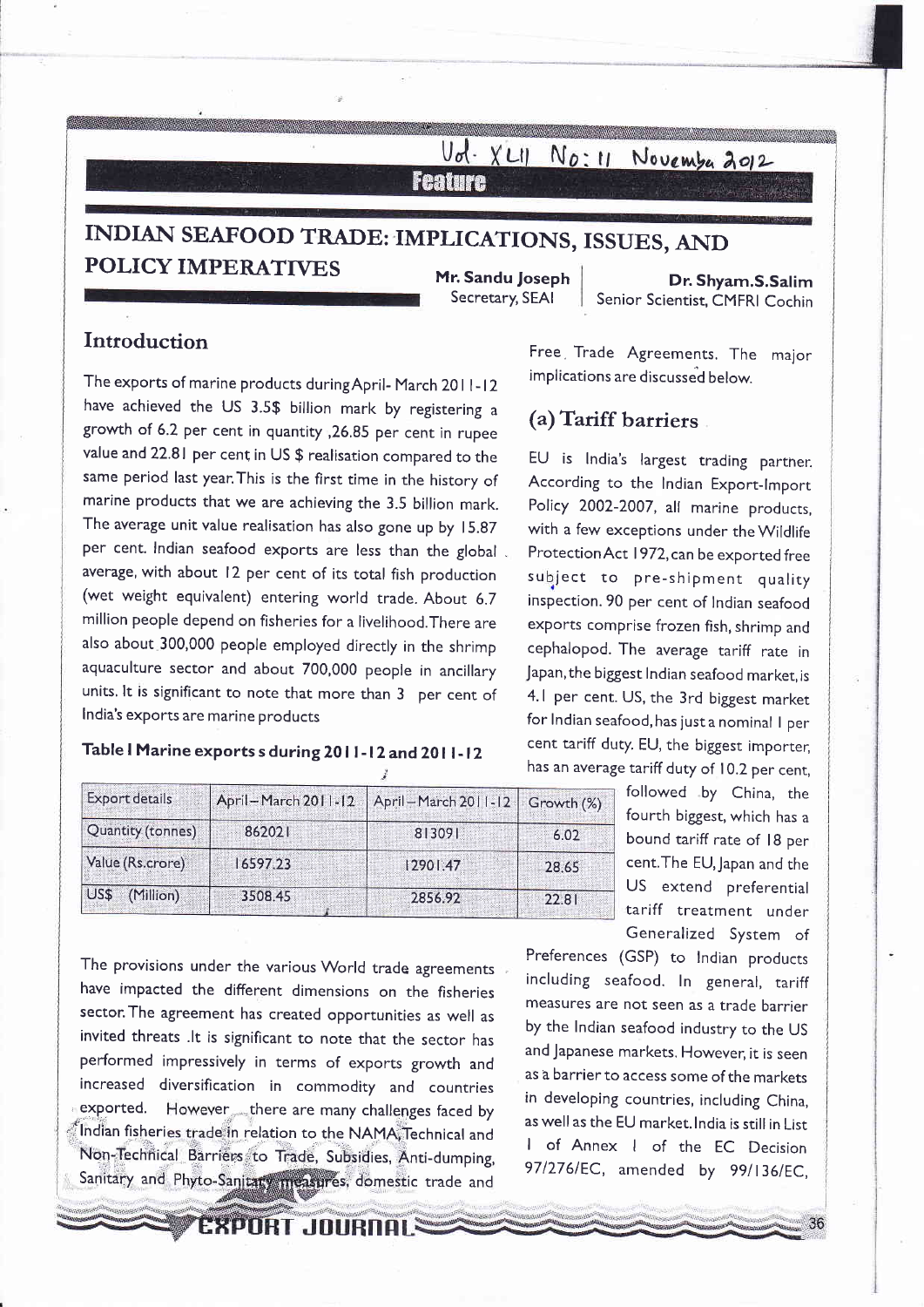Vol. XLII No: 11 November 2012

Feature

# INDIAN SEAFOOD TRADE: IMPLICATIONS, ISSUES, AND POLICY IMPERATIVES

**Mr. Sandu Joseph**
Secretary, SEAI

**Dr. Shyam.S.Salim**
Senior Scientist, CMFRI Cochin

## Introduction

The exports of marine products duringApril- March 2011-12 have achieved the US 3.5$ billion mark by registering a growth of 6.2 per cent in quantity ,26.85 per cent in rupee value and 22.81 per cent in US $ realisation compared to the same period last year.This is the first time in the history of marine products that we are achieving the 3.5 billion mark. The average unit value realisation has also gone up by 15.87 per cent. Indian seafood exports are less than the global average, with about 12 per cent of its total fish production (wet weight equivalent) entering world trade. About 6.7 million people depend on fisheries for a livelihood.There are also about 300,000 people employed directly in the shrimp aquaculture sector and about 700,000 people in ancillary units. It is significant to note that more than 3 per cent of India's exports are marine products

**Table I Marine exports s during 2011-12 and 2011-12**

| Export details | April–March 2011-12 | April–March 2011-12 | Growth (%) |
|---|---|---|---|
| Quantity (tonnes) | 862021 | 813091 | 6.02 |
| Value (Rs.crore) | 16597.23 | 12901.47 | 28.65 |
| US$ (Million) | 3508.45 | 2856.92 | 22.81 |

The provisions under the various World trade agreements have impacted the different dimensions on the fisheries sector. The agreement has created opportunities as well as invited threats .It is significant to note that the sector has performed impressively in terms of exports growth and increased diversification in commodity and countries exported. However there are many challenges faced by Indian fisheries trade in relation to the NAMA,Technical and Non-Technical Barriers to Trade, Subsidies, Anti-dumping, Sanitary and Phyto-Sanitary measures, domestic trade and Free Trade Agreements. The major implications are discussed below.

## (a) Tariff barriers

EU is India's largest trading partner. According to the Indian Export-Import Policy 2002-2007, all marine products, with a few exceptions under the Wildlife Protection Act 1972, can be exported free subject to pre-shipment quality inspection. 90 per cent of Indian seafood exports comprise frozen fish, shrimp and cephalopod. The average tariff rate in Japan, the biggest Indian seafood market, is 4.1 per cent. US, the 3rd biggest market for Indian seafood, has just a nominal 1 per cent tariff duty. EU, the biggest importer, has an average tariff duty of 10.2 per cent, followed by China, the fourth biggest, which has a bound tariff rate of 18 per cent. The EU, Japan and the US extend preferential tariff treatment under Generalized System of Preferences (GSP) to Indian products including seafood. In general, tariff measures are not seen as a trade barrier by the Indian seafood industry to the US and Japanese markets. However, it is seen as a barrier to access some of the markets in developing countries, including China, as well as the EU market. India is still in List I of Annex I of the EC Decision 97/276/EC, amended by 99/136/EC,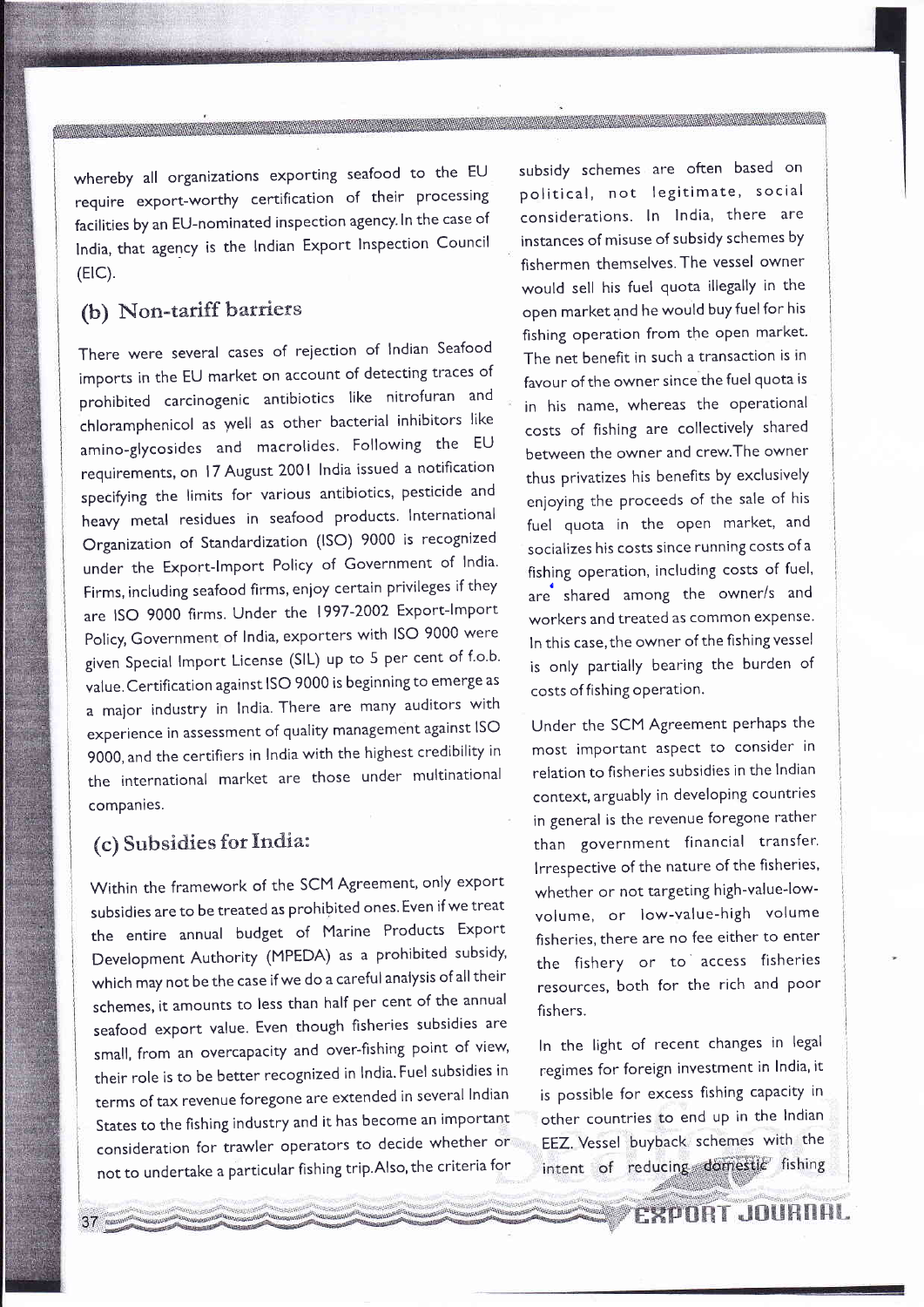whereby all organizations exporting seafood to the EU require export-worthy certification of their processing facilities by an EU-nominated inspection agency. In the case of India, that agency is the Indian Export Inspection Council (EIC).

## (b) Non-tariff barriers

There were several cases of rejection of Indian Seafood imports in the EU market on account of detecting traces of prohibited carcinogenic antibiotics like nitrofuran and chloramphenicol as well as other bacterial inhibitors like amino-glycosides and macrolides. Following the EU requirements, on 17 August 2001 India issued a notification specifying the limits for various antibiotics, pesticide and heavy metal residues in seafood products. International Organization of Standardization (ISO) 9000 is recognized under the Export-Import Policy of Government of India. Firms, including seafood firms, enjoy certain privileges if they are ISO 9000 firms. Under the 1997-2002 Export-Import Policy, Government of India, exporters with ISO 9000 were given Special Import License (SIL) up to 5 per cent of f.o.b. value. Certification against ISO 9000 is beginning to emerge as a major industry in India. There are many auditors with experience in assessment of quality management against ISO 9000, and the certifiers in India with the highest credibility in the international market are those under multinational companies.

## (c) Subsidies for India:

Within the framework of the SCM Agreement, only export subsidies are to be treated as prohibited ones. Even if we treat the entire annual budget of Marine Products Export Development Authority (MPEDA) as a prohibited subsidy, which may not be the case if we do a careful analysis of all their schemes, it amounts to less than half per cent of the annual seafood export value. Even though fisheries subsidies are small, from an overcapacity and over-fishing point of view, their role is to be better recognized in India. Fuel subsidies in terms of tax revenue foregone are extended in several Indian States to the fishing industry and it has become an important consideration for trawler operators to decide whether or not to undertake a particular fishing trip. Also, the criteria for subsidy schemes are often based on political, not legitimate, social considerations. In India, there are instances of misuse of subsidy schemes by fishermen themselves. The vessel owner would sell his fuel quota illegally in the open market and he would buy fuel for his fishing operation from the open market. The net benefit in such a transaction is in favour of the owner since the fuel quota is in his name, whereas the operational costs of fishing are collectively shared between the owner and crew. The owner thus privatizes his benefits by exclusively enjoying the proceeds of the sale of his fuel quota in the open market, and socializes his costs since running costs of a fishing operation, including costs of fuel, are shared among the owner/s and workers and treated as common expense. In this case, the owner of the fishing vessel is only partially bearing the burden of costs of fishing operation.

Under the SCM Agreement perhaps the most important aspect to consider in relation to fisheries subsidies in the Indian context, arguably in developing countries in general is the revenue foregone rather than government financial transfer. Irrespective of the nature of the fisheries, whether or not targeting high-value-low-volume, or low-value-high volume fisheries, there are no fee either to enter the fishery or to access fisheries resources, both for the rich and poor fishers.

In the light of recent changes in legal regimes for foreign investment in India, it is possible for excess fishing capacity in other countries to end up in the Indian EEZ. Vessel buyback schemes with the intent of reducing domestic fishing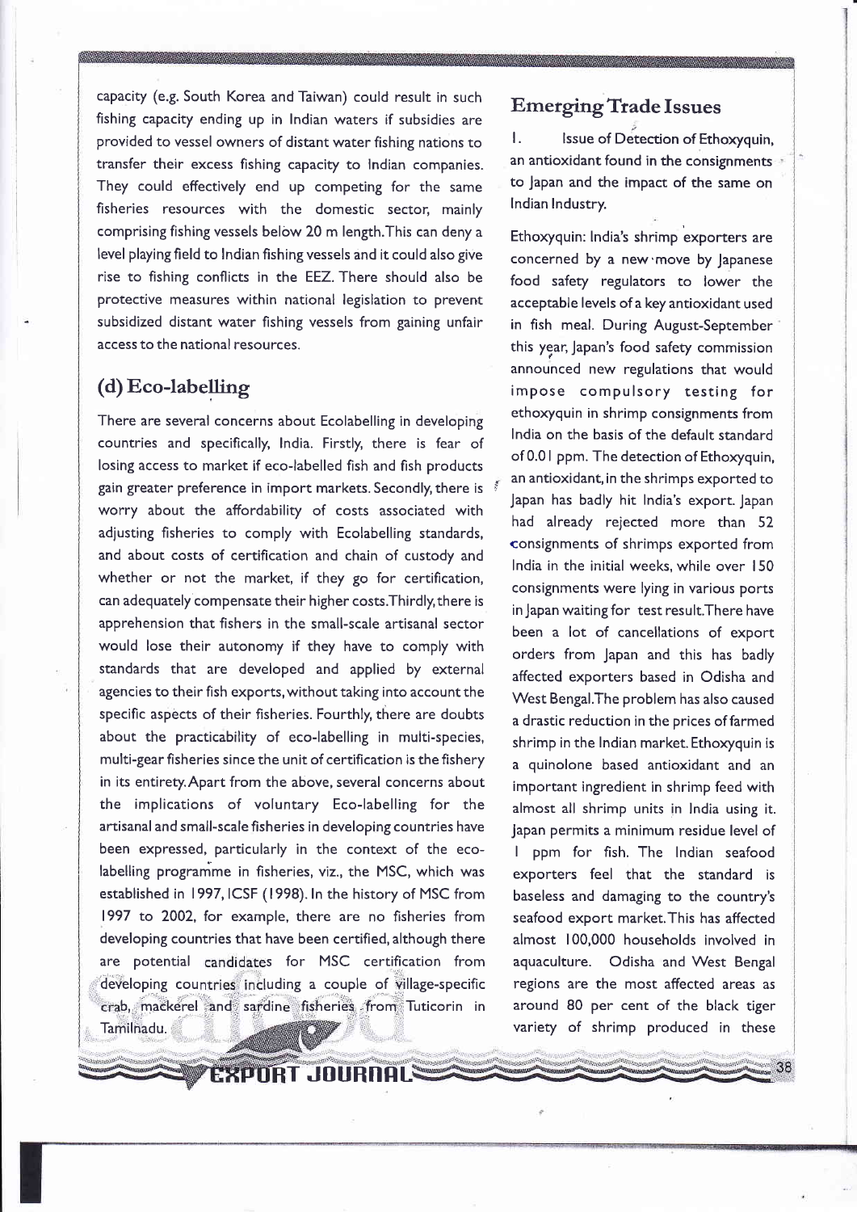capacity (e.g. South Korea and Taiwan) could result in such fishing capacity ending up in Indian waters if subsidies are provided to vessel owners of distant water fishing nations to transfer their excess fishing capacity to Indian companies. They could effectively end up competing for the same fisheries resources with the domestic sector, mainly comprising fishing vessels below 20 m length.This can deny a level playing field to Indian fishing vessels and it could also give rise to fishing conflicts in the EEZ. There should also be protective measures within national legislation to prevent subsidized distant water fishing vessels from gaining unfair access to the national resources.

## (d) Eco-labelling

There are several concerns about Ecolabelling in developing countries and specifically, India. Firstly, there is fear of losing access to market if eco-labelled fish and fish products gain greater preference in import markets. Secondly, there is worry about the affordability of costs associated with adjusting fisheries to comply with Ecolabelling standards, and about costs of certification and chain of custody and whether or not the market, if they go for certification, can adequately compensate their higher costs.Thirdly, there is apprehension that fishers in the small-scale artisanal sector would lose their autonomy if they have to comply with standards that are developed and applied by external agencies to their fish exports, without taking into account the specific aspects of their fisheries. Fourthly, there are doubts about the practicability of eco-labelling in multi-species, multi-gear fisheries since the unit of certification is the fishery in its entirety.Apart from the above, several concerns about the implications of voluntary Eco-labelling for the artisanal and small-scale fisheries in developing countries have been expressed, particularly in the context of the eco-labelling programme in fisheries, viz., the MSC, which was established in 1997, ICSF (1998). In the history of MSC from 1997 to 2002, for example, there are no fisheries from developing countries that have been certified, although there are potential candidates for MSC certification from developing countries including a couple of village-specific crab, mackerel and sardine fisheries from Tuticorin in Tamilnadu.

## Emerging Trade Issues

1. Issue of Detection of Ethoxyquin, an antioxidant found in the consignments to Japan and the impact of the same on Indian Industry.

Ethoxyquin: India's shrimp exporters are concerned by a new move by Japanese food safety regulators to lower the acceptable levels of a key antioxidant used in fish meal. During August-September this year, Japan's food safety commission announced new regulations that would impose compulsory testing for ethoxyquin in shrimp consignments from India on the basis of the default standard of 0.01 ppm. The detection of Ethoxyquin, an antioxidant, in the shrimps exported to Japan has badly hit India's export. Japan had already rejected more than 52 consignments of shrimps exported from India in the initial weeks, while over 150 consignments were lying in various ports in Japan waiting for test result.There have been a lot of cancellations of export orders from Japan and this has badly affected exporters based in Odisha and West Bengal.The problem has also caused a drastic reduction in the prices of farmed shrimp in the Indian market. Ethoxyquin is a quinolone based antioxidant and an important ingredient in shrimp feed with almost all shrimp units in India using it. Japan permits a minimum residue level of 1 ppm for fish. The Indian seafood exporters feel that the standard is baseless and damaging to the country's seafood export market.This has affected almost 100,000 households involved in aquaculture. Odisha and West Bengal regions are the most affected areas as around 80 per cent of the black tiger variety of shrimp produced in these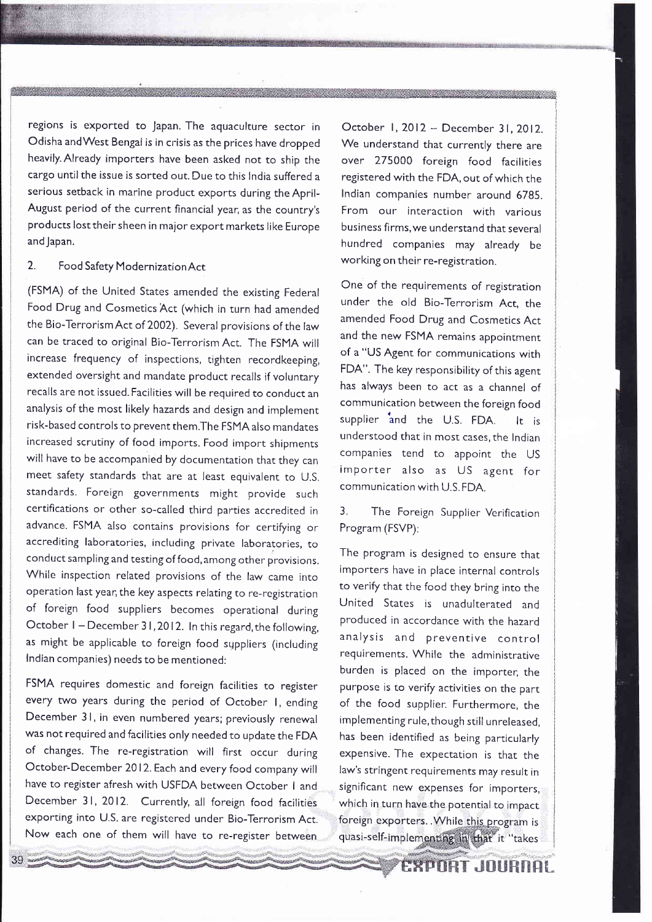regions is exported to Japan. The aquaculture sector in Odisha and West Bengal is in crisis as the prices have dropped heavily. Already importers have been asked not to ship the cargo until the issue is sorted out. Due to this India suffered a serious setback in marine product exports during the April-August period of the current financial year, as the country's products lost their sheen in major export markets like Europe and Japan.

2. Food Safety Modernization Act

(FSMA) of the United States amended the existing Federal Food Drug and Cosmetics Act (which in turn had amended the Bio-Terrorism Act of 2002). Several provisions of the law can be traced to original Bio-Terrorism Act. The FSMA will increase frequency of inspections, tighten recordkeeping, extended oversight and mandate product recalls if voluntary recalls are not issued. Facilities will be required to conduct an analysis of the most likely hazards and design and implement risk-based controls to prevent them. The FSMA also mandates increased scrutiny of food imports. Food import shipments will have to be accompanied by documentation that they can meet safety standards that are at least equivalent to U.S. standards. Foreign governments might provide such certifications or other so-called third parties accredited in advance. FSMA also contains provisions for certifying or accrediting laboratories, including private laboratories, to conduct sampling and testing of food, among other provisions. While inspection related provisions of the law came into operation last year, the key aspects relating to re-registration of foreign food suppliers becomes operational during October 1 – December 31, 2012. In this regard, the following, as might be applicable to foreign food suppliers (including Indian companies) needs to be mentioned:

FSMA requires domestic and foreign facilities to register every two years during the period of October 1, ending December 31, in even numbered years; previously renewal was not required and facilities only needed to update the FDA of changes. The re-registration will first occur during October-December 2012. Each and every food company will have to register afresh with USFDA between October 1 and December 31, 2012. Currently, all foreign food facilities exporting into U.S. are registered under Bio-Terrorism Act. Now each one of them will have to re-register between October 1, 2012 – December 31, 2012. We understand that currently there are over 275000 foreign food facilities registered with the FDA, out of which the Indian companies number around 6785. From our interaction with various business firms, we understand that several hundred companies may already be working on their re-registration.

One of the requirements of registration under the old Bio-Terrorism Act, the amended Food Drug and Cosmetics Act and the new FSMA remains appointment of a "US Agent for communications with FDA". The key responsibility of this agent has always been to act as a channel of communication between the foreign food supplier and the U.S. FDA. It is understood that in most cases, the Indian companies tend to appoint the US importer also as US agent for communication with U.S. FDA.

3. The Foreign Supplier Verification Program (FSVP):

The program is designed to ensure that importers have in place internal controls to verify that the food they bring into the United States is unadulterated and produced in accordance with the hazard analysis and preventive control requirements. While the administrative burden is placed on the importer, the purpose is to verify activities on the part of the food supplier. Furthermore, the implementing rule, though still unreleased, has been identified as being particularly expensive. The expectation is that the law's stringent requirements may result in significant new expenses for importers, which in turn have the potential to impact foreign exporters. While this program is quasi-self-implementing in that it "takes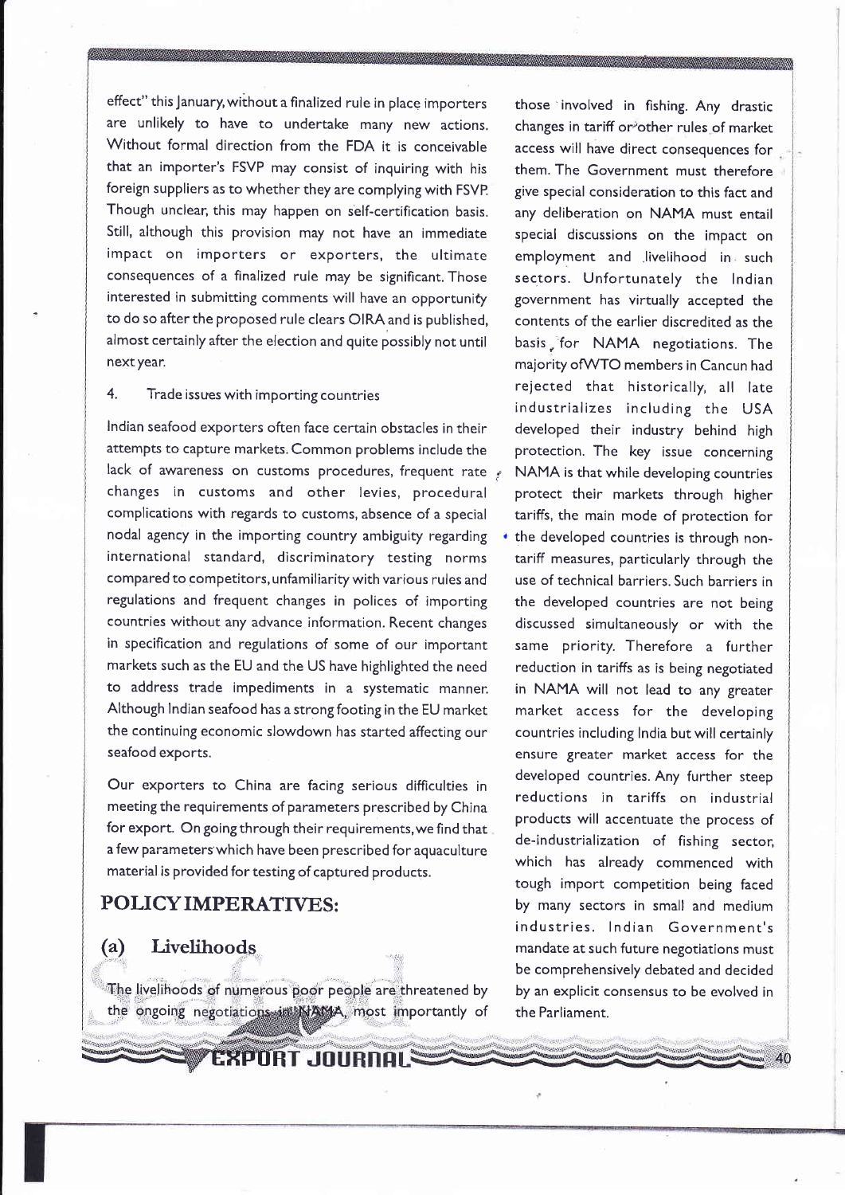effect" this January, without a finalized rule in place importers are unlikely to have to undertake many new actions. Without formal direction from the FDA it is conceivable that an importer's FSVP may consist of inquiring with his foreign suppliers as to whether they are complying with FSVP. Though unclear, this may happen on self-certification basis. Still, although this provision may not have an immediate impact on importers or exporters, the ultimate consequences of a finalized rule may be significant. Those interested in submitting comments will have an opportunity to do so after the proposed rule clears OIRA and is published, almost certainly after the election and quite possibly not until next year.

4. Trade issues with importing countries

Indian seafood exporters often face certain obstacles in their attempts to capture markets. Common problems include the lack of awareness on customs procedures, frequent rate changes in customs and other levies, procedural complications with regards to customs, absence of a special nodal agency in the importing country ambiguity regarding international standard, discriminatory testing norms compared to competitors, unfamiliarity with various rules and regulations and frequent changes in polices of importing countries without any advance information. Recent changes in specification and regulations of some of our important markets such as the EU and the US have highlighted the need to address trade impediments in a systematic manner. Although Indian seafood has a strong footing in the EU market the continuing economic slowdown has started affecting our seafood exports.

Our exporters to China are facing serious difficulties in meeting the requirements of parameters prescribed by China for export. On going through their requirements, we find that a few parameters which have been prescribed for aquaculture material is provided for testing of captured products.

## POLICY IMPERATIVES:

### (a) Livelihoods

The livelihoods of numerous poor people are threatened by the ongoing negotiations in NAMA, most importantly of those involved in fishing. Any drastic changes in tariff or other rules of market access will have direct consequences for them. The Government must therefore give special consideration to this fact and any deliberation on NAMA must entail special discussions on the impact on employment and livelihood in such sectors. Unfortunately the Indian government has virtually accepted the contents of the earlier discredited as the basis for NAMA negotiations. The majority of WTO members in Cancun had rejected that historically, all late industrializes including the USA developed their industry behind high protection. The key issue concerning NAMA is that while developing countries protect their markets through higher tariffs, the main mode of protection for the developed countries is through non-tariff measures, particularly through the use of technical barriers. Such barriers in the developed countries are not being discussed simultaneously or with the same priority. Therefore a further reduction in tariffs as is being negotiated in NAMA will not lead to any greater market access for the developing countries including India but will certainly ensure greater market access for the developed countries. Any further steep reductions in tariffs on industrial products will accentuate the process of de-industrialization of fishing sector, which has already commenced with tough import competition being faced by many sectors in small and medium industries. Indian Government's mandate at such future negotiations must be comprehensively debated and decided by an explicit consensus to be evolved in the Parliament.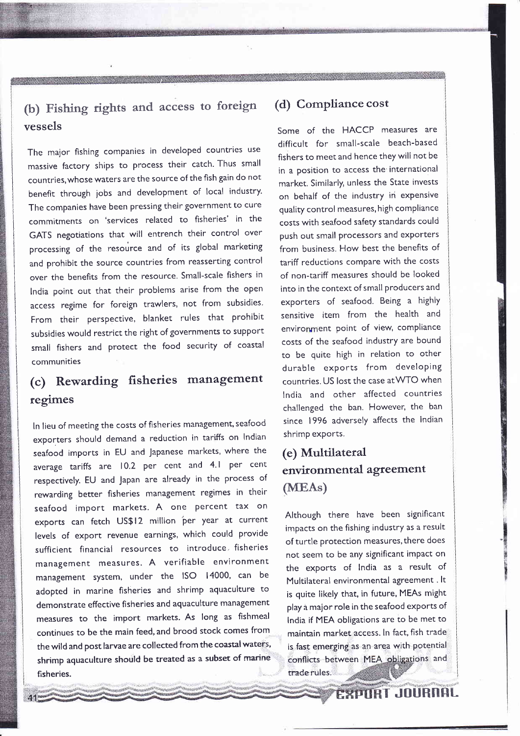## (b) Fishing rights and access to foreign vessels

The major fishing companies in developed countries use massive factory ships to process their catch. Thus small countries, whose waters are the source of the fish gain do not benefit through jobs and development of local industry. The companies have been pressing their government to cure commitments on 'services related to fisheries' in the GATS negotiations that will entrench their control over processing of the resource and of its global marketing and prohibit the source countries from reasserting control over the benefits from the resource. Small-scale fishers in India point out that their problems arise from the open access regime for foreign trawlers, not from subsidies. From their perspective, blanket rules that prohibit subsidies would restrict the right of governments to support small fishers and protect the food security of coastal communities

## (c) Rewarding fisheries management regimes

In lieu of meeting the costs of fisheries management, seafood exporters should demand a reduction in tariffs on Indian seafood imports in EU and Japanese markets, where the average tariffs are 10.2 per cent and 4.1 per cent respectively. EU and Japan are already in the process of rewarding better fisheries management regimes in their seafood import markets. A one percent tax on exports can fetch US$12 million per year at current levels of export revenue earnings, which could provide sufficient financial resources to introduce fisheries management measures. A verifiable environment management system, under the ISO 14000, can be adopted in marine fisheries and shrimp aquaculture to demonstrate effective fisheries and aquaculture management measures to the import markets. As long as fishmeal continues to be the main feed, and brood stock comes from the wild and post larvae are collected from the coastal waters, shrimp aquaculture should be treated as a subset of marine fisheries.

## (d) Compliance cost

Some of the HACCP measures are difficult for small-scale beach-based fishers to meet and hence they will not be in a position to access the international market. Similarly, unless the State invests on behalf of the industry in expensive quality control measures, high compliance costs with seafood safety standards could push out small processors and exporters from business. How best the benefits of tariff reductions compare with the costs of non-tariff measures should be looked into in the context of small producers and exporters of seafood. Being a highly sensitive item from the health and environment point of view, compliance costs of the seafood industry are bound to be quite high in relation to other durable exports from developing countries. US lost the case at WTO when India and other affected countries challenged the ban. However, the ban since 1996 adversely affects the Indian shrimp exports.

## (e) Multilateral environmental agreement (MEAs)

Although there have been significant impacts on the fishing industry as a result of turtle protection measures, there does not seem to be any significant impact on the exports of India as a result of Multilateral environmental agreement . It is quite likely that, in future, MEAs might play a major role in the seafood exports of India if MEA obligations are to be met to maintain market access. In fact, fish trade is fast emerging as an area with potential conflicts between MEA obligations and trade rules.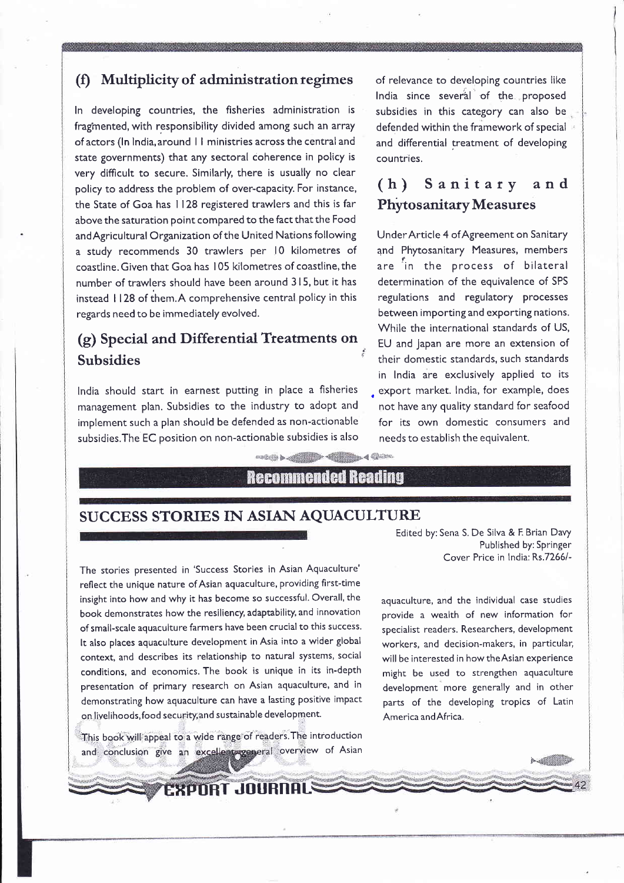## (f) Multiplicity of administration regimes

In developing countries, the fisheries administration is fragmented, with responsibility divided among such an array of actors (In India, around 11 ministries across the central and state governments) that any sectoral coherence in policy is very difficult to secure. Similarly, there is usually no clear policy to address the problem of over-capacity. For instance, the State of Goa has 1128 registered trawlers and this is far above the saturation point compared to the fact that the Food and Agricultural Organization of the United Nations following a study recommends 30 trawlers per 10 kilometres of coastline. Given that Goa has 105 kilometres of coastline, the number of trawlers should have been around 315, but it has instead 1128 of them. A comprehensive central policy in this regards need to be immediately evolved.

## (g) Special and Differential Treatments on Subsidies

India should start in earnest putting in place a fisheries management plan. Subsidies to the industry to adopt and implement such a plan should be defended as non-actionable subsidies. The EC position on non-actionable subsidies is also of relevance to developing countries like India since several of the proposed subsidies in this category can also be defended within the framework of special and differential treatment of developing countries.

## (h) Sanitary and Phytosanitary Measures

Under Article 4 of Agreement on Sanitary and Phytosanitary Measures, members are in the process of bilateral determination of the equivalence of SPS regulations and regulatory processes between importing and exporting nations. While the international standards of US, EU and Japan are more an extension of their domestic standards, such standards in India are exclusively applied to its export market. India, for example, does not have any quality standard for seafood for its own domestic consumers and needs to establish the equivalent.

# Recommended Reading

## SUCCESS STORIES IN ASIAN AQUACULTURE

Edited by: Sena S. De Silva & F. Brian Davy
Published by: Springer
Cover Price in India: Rs.7266/-

The stories presented in 'Success Stories in Asian Aquaculture' reflect the unique nature of Asian aquaculture, providing first-time insight into how and why it has become so successful. Overall, the book demonstrates how the resiliency, adaptability, and innovation of small-scale aquaculture farmers have been crucial to this success. It also places aquaculture development in Asia into a wider global context, and describes its relationship to natural systems, social conditions, and economics. The book is unique in its in-depth presentation of primary research on Asian aquaculture, and in demonstrating how aquaculture can have a lasting positive impact on livelihoods, food security, and sustainable development.

This book will appeal to a wide range of readers. The introduction and conclusion give an excellent general overview of Asian aquaculture, and the individual case studies provide a wealth of new information for specialist readers. Researchers, development workers, and decision-makers, in particular, will be interested in how the Asian experience might be used to strengthen aquaculture development more generally and in other parts of the developing tropics of Latin America and Africa.